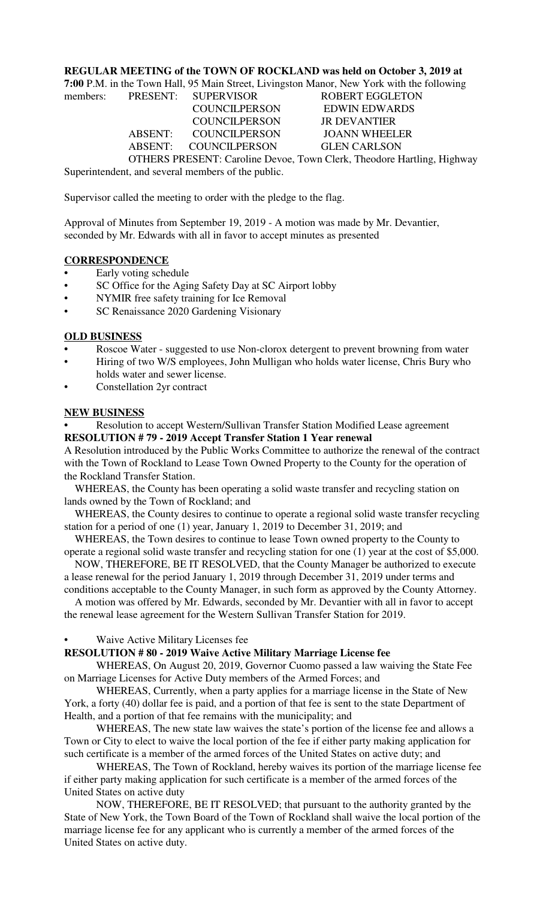**REGULAR MEETING of the TOWN OF ROCKLAND was held on October 3, 2019 at 7:00** P.M. in the Town Hall, 95 Main Street, Livingston Manor, New York with the following members:

| | | |
|---|---|---|
| PRESENT: | SUPERVISOR | ROBERT EGGLETON |
| | COUNCILPERSON | EDWIN EDWARDS |
| | COUNCILPERSON | JR DEVANTIER |
| ABSENT: | COUNCILPERSON | JOANN WHEELER |
| ABSENT: | COUNCILPERSON | GLEN CARLSON |

OTHERS PRESENT: Caroline Devoe, Town Clerk, Theodore Hartling, Highway Superintendent, and several members of the public.

Supervisor called the meeting to order with the pledge to the flag.

Approval of Minutes from September 19, 2019 - A motion was made by Mr. Devantier, seconded by Mr. Edwards with all in favor to accept minutes as presented

**CORRESPONDENCE**

- Early voting schedule
- SC Office for the Aging Safety Day at SC Airport lobby
- NYMIR free safety training for Ice Removal
- SC Renaissance 2020 Gardening Visionary

**OLD BUSINESS**

- Roscoe Water - suggested to use Non-clorox detergent to prevent browning from water
- Hiring of two W/S employees, John Mulligan who holds water license, Chris Bury who holds water and sewer license.
- Constellation 2yr contract

**NEW BUSINESS**

- Resolution to accept Western/Sullivan Transfer Station Modified Lease agreement

**RESOLUTION # 79 - 2019 Accept Transfer Station 1 Year renewal**

A Resolution introduced by the Public Works Committee to authorize the renewal of the contract with the Town of Rockland to Lease Town Owned Property to the County for the operation of the Rockland Transfer Station.

WHEREAS, the County has been operating a solid waste transfer and recycling station on lands owned by the Town of Rockland; and

WHEREAS, the County desires to continue to operate a regional solid waste transfer recycling station for a period of one (1) year, January 1, 2019 to December 31, 2019; and

WHEREAS, the Town desires to continue to lease Town owned property to the County to operate a regional solid waste transfer and recycling station for one (1) year at the cost of $5,000.

NOW, THEREFORE, BE IT RESOLVED, that the County Manager be authorized to execute a lease renewal for the period January 1, 2019 through December 31, 2019 under terms and conditions acceptable to the County Manager, in such form as approved by the County Attorney.

A motion was offered by Mr. Edwards, seconded by Mr. Devantier with all in favor to accept the renewal lease agreement for the Western Sullivan Transfer Station for 2019.

- Waive Active Military Licenses fee

**RESOLUTION # 80 - 2019 Waive Active Military Marriage License fee**

WHEREAS, On August 20, 2019, Governor Cuomo passed a law waiving the State Fee on Marriage Licenses for Active Duty members of the Armed Forces; and

WHEREAS, Currently, when a party applies for a marriage license in the State of New York, a forty (40) dollar fee is paid, and a portion of that fee is sent to the state Department of Health, and a portion of that fee remains with the municipality; and

WHEREAS, The new state law waives the state's portion of the license fee and allows a Town or City to elect to waive the local portion of the fee if either party making application for such certificate is a member of the armed forces of the United States on active duty; and

WHEREAS, The Town of Rockland, hereby waives its portion of the marriage license fee if either party making application for such certificate is a member of the armed forces of the United States on active duty

NOW, THEREFORE, BE IT RESOLVED; that pursuant to the authority granted by the State of New York, the Town Board of the Town of Rockland shall waive the local portion of the marriage license fee for any applicant who is currently a member of the armed forces of the United States on active duty.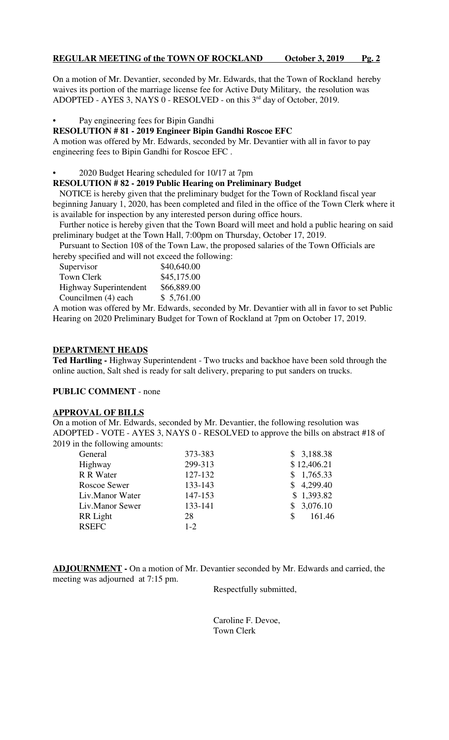On a motion of Mr. Devantier, seconded by Mr. Edwards, that the Town of Rockland hereby waives its portion of the marriage license fee for Active Duty Military, the resolution was ADOPTED - AYES 3, NAYS 0 - RESOLVED - on this 3rd day of October, 2019.

- Pay engineering fees for Bipin Gandhi

**RESOLUTION # 81 - 2019 Engineer Bipin Gandhi Roscoe EFC**

A motion was offered by Mr. Edwards, seconded by Mr. Devantier with all in favor to pay engineering fees to Bipin Gandhi for Roscoe EFC .

- 2020 Budget Hearing scheduled for 10/17 at 7pm

**RESOLUTION # 82 - 2019 Public Hearing on Preliminary Budget**

NOTICE is hereby given that the preliminary budget for the Town of Rockland fiscal year beginning January 1, 2020, has been completed and filed in the office of the Town Clerk where it is available for inspection by any interested person during office hours.

Further notice is hereby given that the Town Board will meet and hold a public hearing on said preliminary budget at the Town Hall, 7:00pm on Thursday, October 17, 2019.

Pursuant to Section 108 of the Town Law, the proposed salaries of the Town Officials are hereby specified and will not exceed the following:

| | |
|---|---|
| Supervisor | $40,640.00 |
| Town Clerk | $45,175.00 |
| Highway Superintendent | $66,889.00 |
| Councilmen (4) each | $ 5,761.00 |

A motion was offered by Mr. Edwards, seconded by Mr. Devantier with all in favor to set Public Hearing on 2020 Preliminary Budget for Town of Rockland at 7pm on October 17, 2019.

## DEPARTMENT HEADS

**Ted Hartling -** Highway Superintendent - Two trucks and backhoe have been sold through the online auction, Salt shed is ready for salt delivery, preparing to put sanders on trucks.

**PUBLIC COMMENT** - none

## APPROVAL OF BILLS

On a motion of Mr. Edwards, seconded by Mr. Devantier, the following resolution was ADOPTED - VOTE - AYES 3, NAYS 0 - RESOLVED to approve the bills on abstract #18 of 2019 in the following amounts:

| | | |
|---|---|---|
| General | 373-383 | $ 3,188.38 |
| Highway | 299-313 | $ 12,406.21 |
| R R Water | 127-132 | $ 1,765.33 |
| Roscoe Sewer | 133-143 | $ 4,299.40 |
| Liv.Manor Water | 147-153 | $ 1,393.82 |
| Liv.Manor Sewer | 133-141 | $ 3,076.10 |
| RR Light | 28 | $ 161.46 |
| RSEFC | 1-2 | |

**ADJOURNMENT -** On a motion of Mr. Devantier seconded by Mr. Edwards and carried, the meeting was adjourned at 7:15 pm.

Respectfully submitted,

Caroline F. Devoe,
Town Clerk